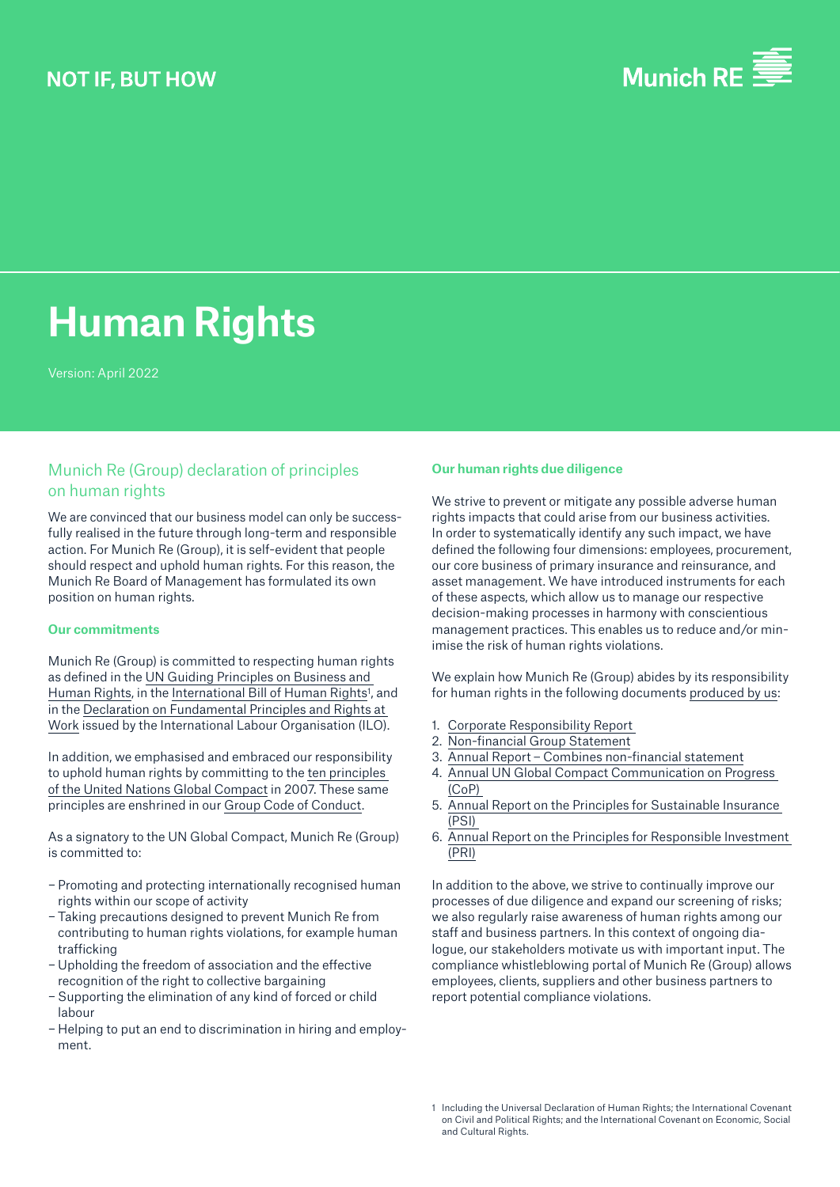NOT IF, BUT HOW

Munich RE

# Human Rights

Version: April 2022

## Munich Re (Group) declaration of principles on human rights

We are convinced that our business model can only be successfully realised in the future through long-term and responsible action. For Munich Re (Group), it is self-evident that people should respect and uphold human rights. For this reason, the Munich Re Board of Management has formulated its own position on human rights.

### Our commitments

Munich Re (Group) is committed to respecting human rights as defined in the UN Guiding Principles on Business and Human Rights, in the International Bill of Human Rights[1], and in the Declaration on Fundamental Principles and Rights at Work issued by the International Labour Organisation (ILO).

In addition, we emphasised and embraced our responsibility to uphold human rights by committing to the ten principles of the United Nations Global Compact in 2007. These same principles are enshrined in our Group Code of Conduct.

As a signatory to the UN Global Compact, Munich Re (Group) is committed to:

- Promoting and protecting internationally recognised human rights within our scope of activity
- Taking precautions designed to prevent Munich Re from contributing to human rights violations, for example human trafficking
- Upholding the freedom of association and the effective recognition of the right to collective bargaining
- Supporting the elimination of any kind of forced or child labour
- Helping to put an end to discrimination in hiring and employment.

### Our human rights due diligence

We strive to prevent or mitigate any possible adverse human rights impacts that could arise from our business activities. In order to systematically identify any such impact, we have defined the following four dimensions: employees, procurement, our core business of primary insurance and reinsurance, and asset management. We have introduced instruments for each of these aspects, which allow us to manage our respective decision-making processes in harmony with conscientious management practices. This enables us to reduce and/or minimise the risk of human rights violations.

We explain how Munich Re (Group) abides by its responsibility for human rights in the following documents produced by us:

1. Corporate Responsibility Report
2. Non-financial Group Statement
3. Annual Report – Combines non-financial statement
4. Annual UN Global Compact Communication on Progress (CoP)
5. Annual Report on the Principles for Sustainable Insurance (PSI)
6. Annual Report on the Principles for Responsible Investment (PRI)

In addition to the above, we strive to continually improve our processes of due diligence and expand our screening of risks; we also regularly raise awareness of human rights among our staff and business partners. In this context of ongoing dialogue, our stakeholders motivate us with important input. The compliance whistleblowing portal of Munich Re (Group) allows employees, clients, suppliers and other business partners to report potential compliance violations.

1 Including the Universal Declaration of Human Rights; the International Covenant on Civil and Political Rights; and the International Covenant on Economic, Social and Cultural Rights.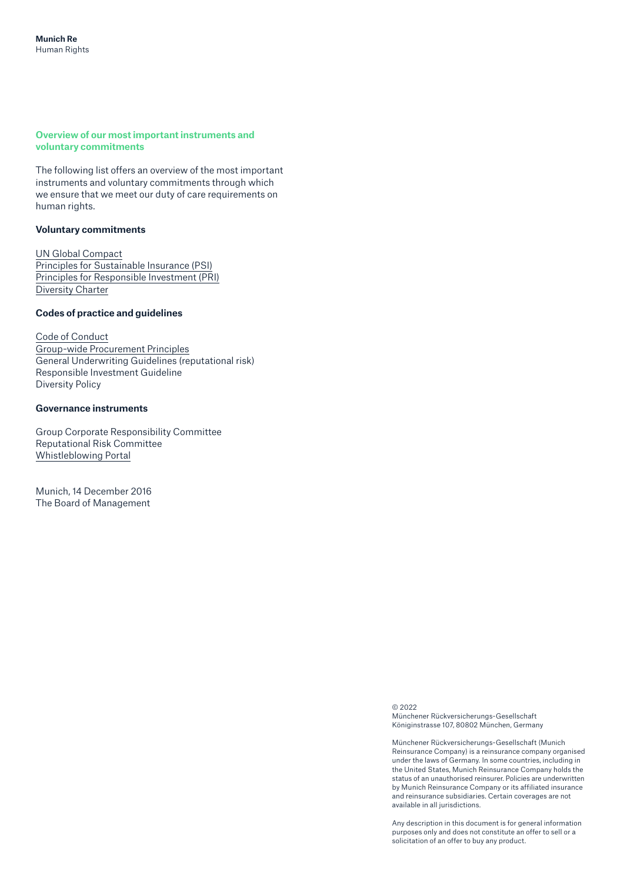## Overview of our most important instruments and voluntary commitments

The following list offers an overview of the most important instruments and voluntary commitments through which we ensure that we meet our duty of care requirements on human rights.

### Voluntary commitments

UN Global Compact
Principles for Sustainable Insurance (PSI)
Principles for Responsible Investment (PRI)
Diversity Charter

### Codes of practice and guidelines

Code of Conduct
Group-wide Procurement Principles
General Underwriting Guidelines (reputational risk)
Responsible Investment Guideline
Diversity Policy

### Governance instruments

Group Corporate Responsibility Committee
Reputational Risk Committee
Whistleblowing Portal

Munich, 14 December 2016
The Board of Management

© 2022
Münchener Rückversicherungs-Gesellschaft
Königinstrasse 107, 80802 München, Germany

Münchener Rückversicherungs-Gesellschaft (Munich Reinsurance Company) is a reinsurance company organised under the laws of Germany. In some countries, including in the United States, Munich Reinsurance Company holds the status of an unauthorised reinsurer. Policies are underwritten by Munich Reinsurance Company or its affiliated insurance and reinsurance subsidiaries. Certain coverages are not available in all jurisdictions.

Any description in this document is for general information purposes only and does not constitute an offer to sell or a solicitation of an offer to buy any product.